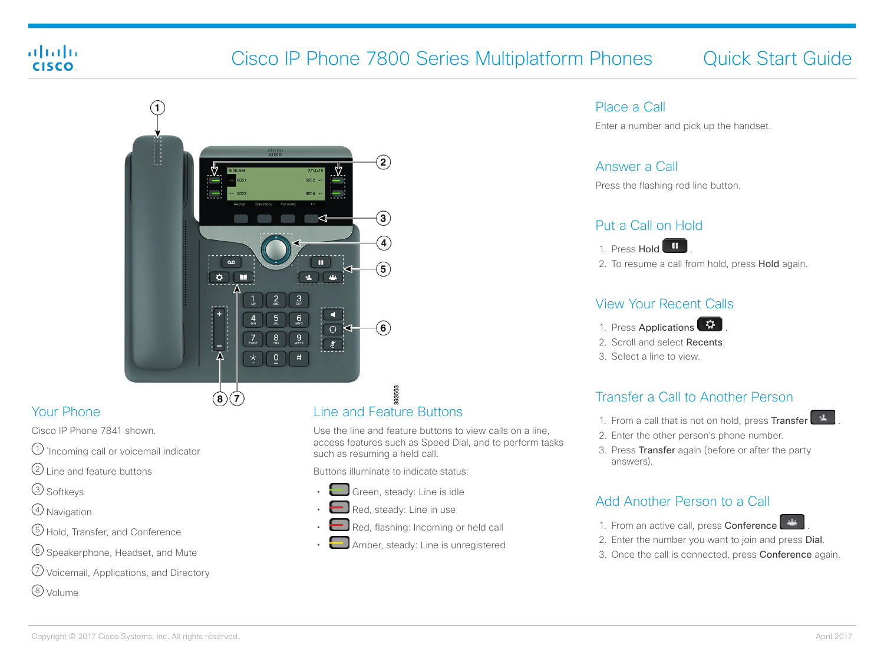# Cisco IP Phone 7800 Series Multiplatform Phones — Quick Start Guide

## Your Phone

Cisco IP Phone 7841 shown.

1. `Incoming call or voicemail indicator
2. Line and feature buttons
3. Softkeys
4. Navigation
5. Hold, Transfer, and Conference
6. Speakerphone, Headset, and Mute
7. Voicemail, Applications, and Directory
8. Volume

## Line and Feature Buttons

Use the line and feature buttons to view calls on a line, access features such as Speed Dial, and to perform tasks such as resuming a held call.

Buttons illuminate to indicate status:

- Green, steady: Line is idle
- Red, steady: Line in use
- Red, flashing: Incoming or held call
- Amber, steady: Line is unregistered

## Place a Call

Enter a number and pick up the handset.

## Answer a Call

Press the flashing red line button.

## Put a Call on Hold

1. Press **Hold** .
2. To resume a call from hold, press **Hold** again.

## View Your Recent Calls

1. Press **Applications** .
2. Scroll and select **Recents**.
3. Select a line to view.

## Transfer a Call to Another Person

1. From a call that is not on hold, press **Transfer** .
2. Enter the other person's phone number.
3. Press **Transfer** again (before or after the party answers).

## Add Another Person to a Call

1. From an active call, press **Conference** .
2. Enter the number you want to join and press **Dial**.
3. Once the call is connected, press **Conference** again.

Copyright © 2017 Cisco Systems, Inc. All rights reserved.

April 2017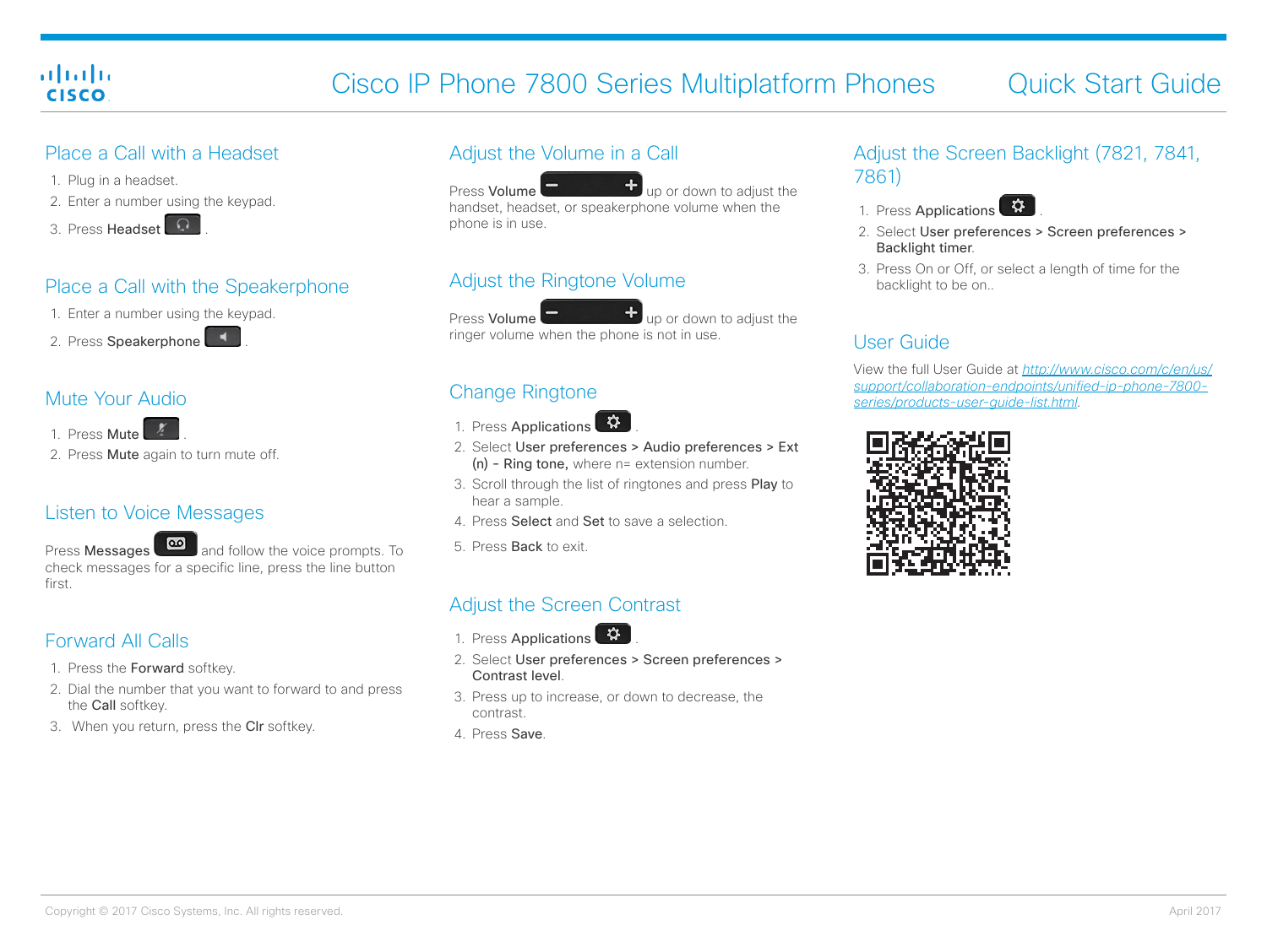# Cisco IP Phone 7800 Series Multiplatform Phones — Quick Start Guide

## Place a Call with a Headset

1. Plug in a headset.
2. Enter a number using the keypad.
3. Press **Headset** .

## Place a Call with the Speakerphone

1. Enter a number using the keypad.
2. Press **Speakerphone** .

## Mute Your Audio

1. Press **Mute** .
2. Press **Mute** again to turn mute off.

## Listen to Voice Messages

Press **Messages** and follow the voice prompts. To check messages for a specific line, press the line button first.

## Forward All Calls

1. Press the **Forward** softkey.
2. Dial the number that you want to forward to and press the **Call** softkey.
3. When you return, press the **Clr** softkey.

## Adjust the Volume in a Call

Press **Volume** up or down to adjust the handset, headset, or speakerphone volume when the phone is in use.

## Adjust the Ringtone Volume

Press **Volume** up or down to adjust the ringer volume when the phone is not in use.

## Change Ringtone

1. Press **Applications** .
2. Select **User preferences** > **Audio preferences** > **Ext (n)** - **Ring tone,** where n= extension number.
3. Scroll through the list of ringtones and press **Play** to hear a sample.
4. Press **Select** and **Set** to save a selection.
5. Press **Back** to exit.

## Adjust the Screen Contrast

1. Press **Applications** .
2. Select **User preferences** > **Screen preferences** > **Contrast level**.
3. Press up to increase, or down to decrease, the contrast.
4. Press **Save**.

## Adjust the Screen Backlight (7821, 7841, 7861)

1. Press **Applications** .
2. Select **User preferences** > **Screen preferences** > **Backlight timer**.
3. Press On or Off, or select a length of time for the backlight to be on..

## User Guide

View the full User Guide at *http://www.cisco.com/c/en/us/support/collaboration-endpoints/unified-ip-phone-7800-series/products-user-guide-list.html*.

Copyright © 2017 Cisco Systems, Inc. All rights reserved.

April 2017